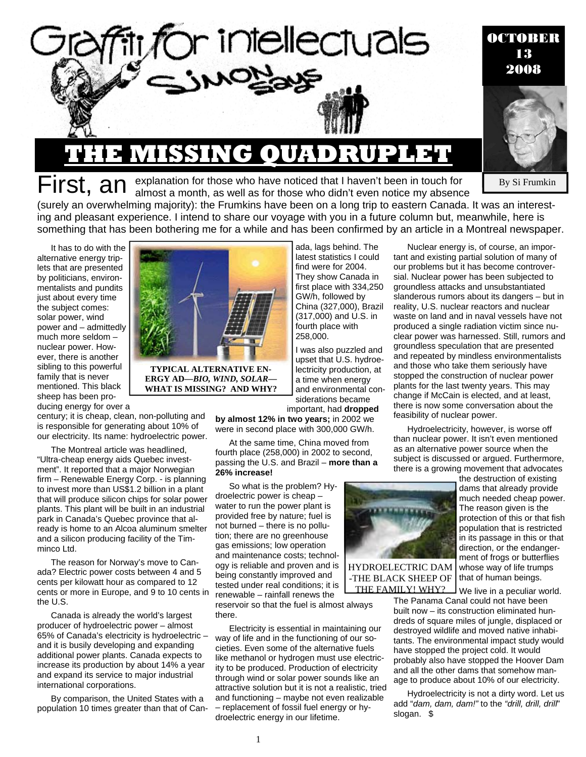# Graffiti for intellectuals

## SIMON says

OCTOBER 13 2008

# THE MISSING QUADRUPLET

By Si Frumkin

First, an explanation for those who have noticed that I haven't been in touch for almost a month, as well as for those who didn't even notice my absence (surely an overwhelming majority): the Frumkins have been on a long trip to eastern Canada. It was an interesting and pleasant experience. I intend to share our voyage with you in a future column but, meanwhile, here is something that has been bothering me for a while and has been confirmed by an article in a Montreal newspaper.

It has to do with the alternative energy triplets that are presented by politicians, environmentalists and pundits just about every time the subject comes: solar power, wind power and – admittedly much more seldom – nuclear power. However, there is another sibling to this powerful family that is never mentioned. This black sheep has been producing energy for over a century; it is cheap, clean, non-polluting and is responsible for generating about 10% of our electricity. Its name: hydroelectric power.

**TYPICAL ALTERNATIVE ENERGY AD—*BIO, WIND, SOLAR*—WHAT IS MISSING? AND WHY?**

The Montreal article was headlined, "Ultra-cheap energy aids Quebec investment". It reported that a major Norwegian firm – Renewable Energy Corp. - is planning to invest more than US$1.2 billion in a plant that will produce silicon chips for solar power plants. This plant will be built in an industrial park in Canada's Quebec province that already is home to an Alcoa aluminum smelter and a silicon producing facility of the Timminco Ltd.

The reason for Norway's move to Canada? Electric power costs between 4 and 5 cents per kilowatt hour as compared to 12 cents or more in Europe, and 9 to 10 cents in the U.S.

Canada is already the world's largest producer of hydroelectric power – almost 65% of Canada's electricity is hydroelectric – and it is busily developing and expanding additional power plants. Canada expects to increase its production by about 14% a year and expand its service to major industrial international corporations.

By comparison, the United States with a population 10 times greater than that of Canada, lags behind. The latest statistics I could find were for 2004. They show Canada in first place with 334,250 GW/h, followed by China (327,000), Brazil (317,000) and U.S. in fourth place with 258,000.

I was also puzzled and upset that U.S. hydroelectricity production, at a time when energy and environmental considerations became important, had **dropped by almost 12% in two years;** in 2002 we were in second place with 300,000 GW/h.

At the same time, China moved from fourth place (258,000) in 2002 to second, passing the U.S. and Brazil – **more than a 26% increase!**

So what is the problem? Hydroelectric power is cheap – water to run the power plant is provided free by nature; fuel is not burned – there is no pollution; there are no greenhouse gas emissions; low operation and maintenance costs; technology is reliable and proven and is being constantly improved and tested under real conditions; it is renewable – rainfall renews the reservoir so that the fuel is almost always there.

HYDROELECTRIC DAM -THE BLACK SHEEP OF THE FAMILY! WHY?

Electricity is essential in maintaining our way of life and in the functioning of our societies. Even some of the alternative fuels like methanol or hydrogen must use electricity to be produced. Production of electricity through wind or solar power sounds like an attractive solution but it is not a realistic, tried and functioning – maybe not even realizable – replacement of fossil fuel energy or hydroelectric energy in our lifetime.

Nuclear energy is, of course, an important and existing partial solution of many of our problems but it has become controversial. Nuclear power has been subjected to groundless attacks and unsubstantiated slanderous rumors about its dangers – but in reality, U.S. nuclear reactors and nuclear waste on land and in naval vessels have not produced a single radiation victim since nuclear power was harnessed. Still, rumors and groundless speculation that are presented and repeated by mindless environmentalists and those who take them seriously have stopped the construction of nuclear power plants for the last twenty years. This may change if McCain is elected, and at least, there is now some conversation about the feasibility of nuclear power.

Hydroelectricity, however, is worse off than nuclear power. It isn't even mentioned as an alternative power source when the subject is discussed or argued. Furthermore, there is a growing movement that advocates the destruction of existing dams that already provide much needed cheap power. The reason given is the protection of this or that fish population that is restricted in its passage in this or that direction, or the endangerment of frogs or butterflies whose way of life trumps that of human beings.

We live in a peculiar world. The Panama Canal could not have been built now – its construction eliminated hundreds of square miles of jungle, displaced or destroyed wildlife and moved native inhabitants. The environmental impact study would have stopped the project cold. It would probably also have stopped the Hoover Dam and all the other dams that somehow manage to produce about 10% of our electricity.

Hydroelectricity is not a dirty word. Let us add "*dam, dam, dam!*" to the *"drill, drill, drill*" slogan. $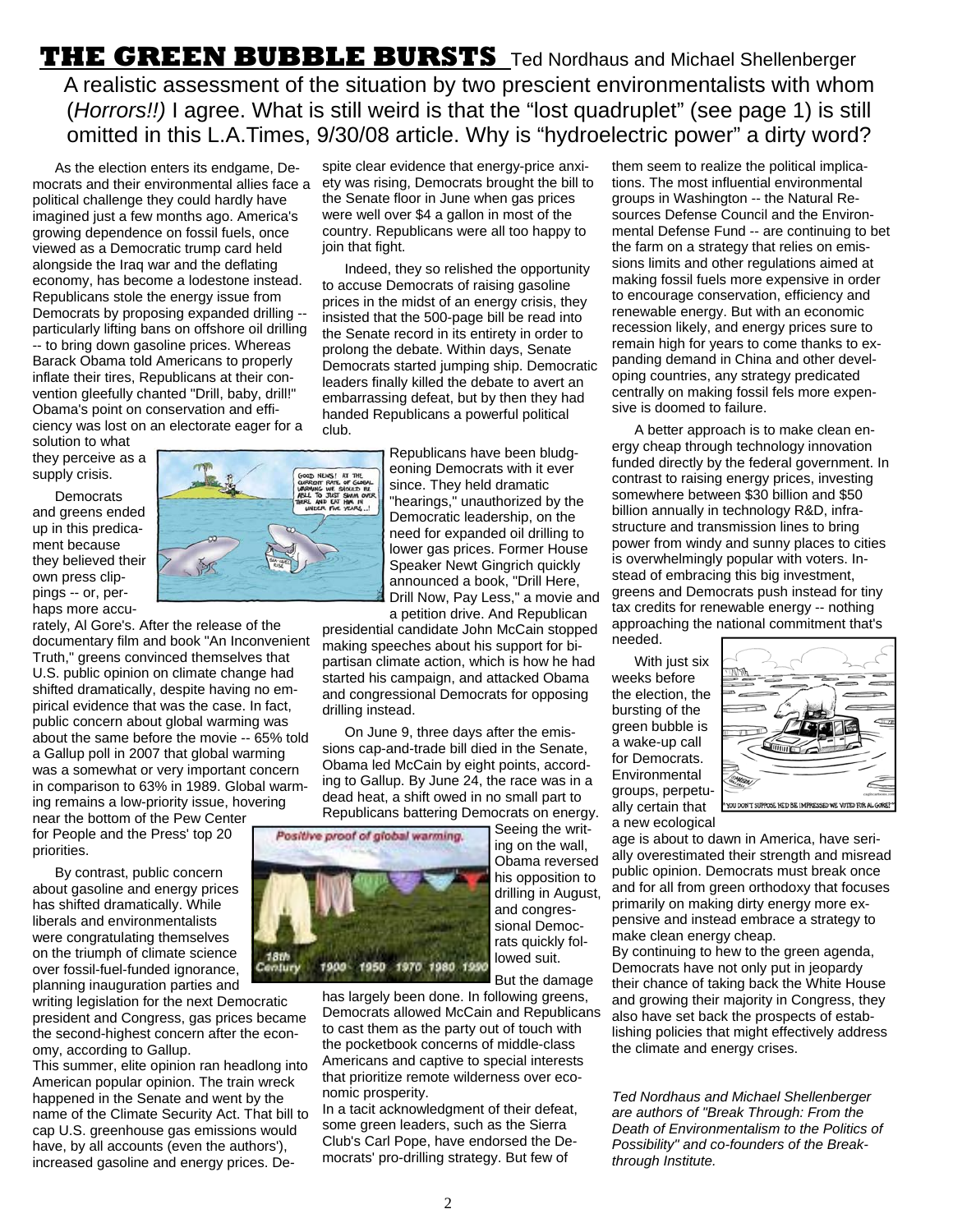# THE GREEN BUBBLE BURSTS Ted Nordhaus and Michael Shellenberger

A realistic assessment of the situation by two prescient environmentalists with whom (*Horrors!!*) I agree. What is still weird is that the "lost quadruplet" (see page 1) is still omitted in this L.A.Times, 9/30/08 article. Why is "hydroelectric power" a dirty word?

As the election enters its endgame, Democrats and their environmental allies face a political challenge they could hardly have imagined just a few months ago. America's growing dependence on fossil fuels, once viewed as a Democratic trump card held alongside the Iraq war and the deflating economy, has become a lodestone instead. Republicans stole the energy issue from Democrats by proposing expanded drilling -- particularly lifting bans on offshore oil drilling -- to bring down gasoline prices. Whereas Barack Obama told Americans to properly inflate their tires, Republicans at their convention gleefully chanted "Drill, baby, drill!" Obama's point on conservation and efficiency was lost on an electorate eager for a solution to what they perceive as a supply crisis.

Democrats and greens ended up in this predicament because they believed their own press clippings -- or, perhaps more accurately, Al Gore's. After the release of the documentary film and book "An Inconvenient Truth," greens convinced themselves that U.S. public opinion on climate change had shifted dramatically, despite having no empirical evidence that was the case. In fact, public concern about global warming was about the same before the movie -- 65% told a Gallup poll in 2007 that global warming was a somewhat or very important concern in comparison to 63% in 1989. Global warming remains a low-priority issue, hovering near the bottom of the Pew Center for People and the Press' top 20 priorities.

By contrast, public concern about gasoline and energy prices has shifted dramatically. While liberals and environmentalists were congratulating themselves on the triumph of climate science over fossil-fuel-funded ignorance, planning inauguration parties and writing legislation for the next Democratic president and Congress, gas prices became the second-highest concern after the economy, according to Gallup.

This summer, elite opinion ran headlong into American popular opinion. The train wreck happened in the Senate and went by the name of the Climate Security Act. That bill to cap U.S. greenhouse gas emissions would have, by all accounts (even the authors'), increased gasoline and energy prices. Despite clear evidence that energy-price anxiety was rising, Democrats brought the bill to the Senate floor in June when gas prices were well over $4 a gallon in most of the country. Republicans were all too happy to join that fight.

Indeed, they so relished the opportunity to accuse Democrats of raising gasoline prices in the midst of an energy crisis, they insisted that the 500-page bill be read into the Senate record in its entirety in order to prolong the debate. Within days, Senate Democrats started jumping ship. Democratic leaders finally killed the debate to avert an embarrassing defeat, but by then they had handed Republicans a powerful political club.

Republicans have been bludgeoning Democrats with it ever since. They held dramatic "hearings," unauthorized by the Democratic leadership, on the need for expanded oil drilling to lower gas prices. Former House Speaker Newt Gingrich quickly announced a book, "Drill Here, Drill Now, Pay Less," a movie and a petition drive. And Republican presidential candidate John McCain stopped making speeches about his support for bipartisan climate action, which is how he had started his campaign, and attacked Obama and congressional Democrats for opposing drilling instead.

On June 9, three days after the emissions cap-and-trade bill died in the Senate, Obama led McCain by eight points, according to Gallup. By June 24, the race was in a dead heat, a shift owed in no small part to Republicans battering Democrats on energy. Seeing the writing on the wall, Obama reversed his opposition to drilling in August, and congressional Democrats quickly followed suit.

But the damage has largely been done. In following greens, Democrats allowed McCain and Republicans to cast them as the party out of touch with the pocketbook concerns of middle-class Americans and captive to special interests that prioritize remote wilderness over economic prosperity.

In a tacit acknowledgment of their defeat, some green leaders, such as the Sierra Club's Carl Pope, have endorsed the Democrats' pro-drilling strategy. But few of them seem to realize the political implications. The most influential environmental groups in Washington -- the Natural Resources Defense Council and the Environmental Defense Fund -- are continuing to bet the farm on a strategy that relies on emissions limits and other regulations aimed at making fossil fuels more expensive in order to encourage conservation, efficiency and renewable energy. But with an economic recession likely, and energy prices sure to remain high for years to come thanks to expanding demand in China and other developing countries, any strategy predicated centrally on making fossil fels more expensive is doomed to failure.

A better approach is to make clean energy cheap through technology innovation funded directly by the federal government. In contrast to raising energy prices, investing somewhere between $30 billion and $50 billion annually in technology R&D, infrastructure and transmission lines to bring power from windy and sunny places to cities is overwhelmingly popular with voters. Instead of embracing this big investment, greens and Democrats push instead for tiny tax credits for renewable energy -- nothing approaching the national commitment that's needed.

With just six weeks before the election, the bursting of the green bubble is a wake-up call for Democrats. Environmental groups, perpetually certain that a new ecological age is about to dawn in America, have seriously overestimated their strength and misread public opinion. Democrats must break once and for all from green orthodoxy that focuses primarily on making dirty energy more expensive and instead embrace a strategy to make clean energy cheap.

By continuing to hew to the green agenda, Democrats have not only put in jeopardy their chance of taking back the White House and growing their majority in Congress, they also have set back the prospects of establishing policies that might effectively address the climate and energy crises.

*Ted Nordhaus and Michael Shellenberger are authors of "Break Through: From the Death of Environmentalism to the Politics of Possibility" and co-founders of the Breakthrough Institute.*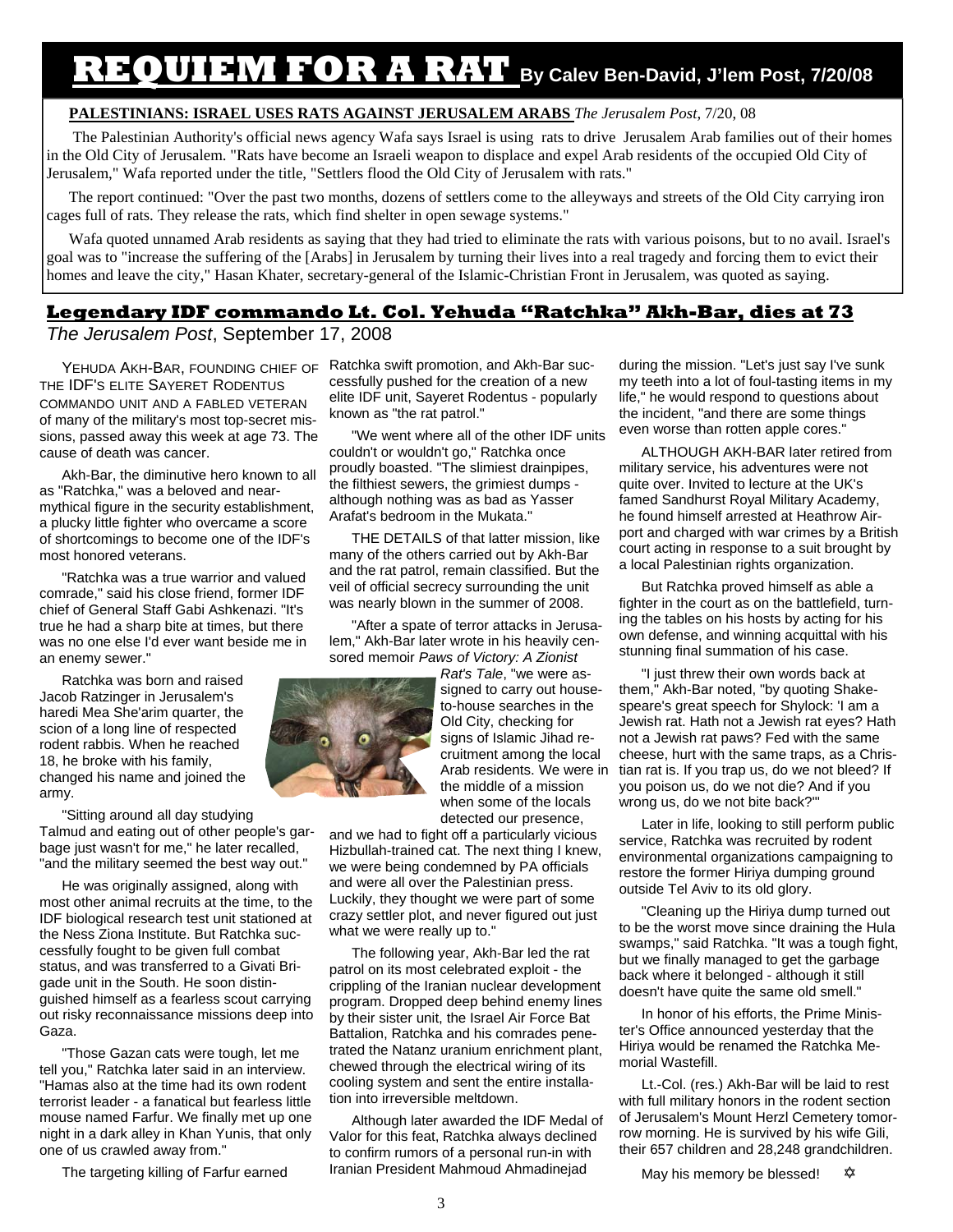# REQUIEM FOR A RAT

By Calev Ben-David, J'lem Post, 7/20/08

**PALESTINIANS: ISRAEL USES RATS AGAINST JERUSALEM ARABS** *The Jerusalem Post*, 7/20, 08

The Palestinian Authority's official news agency Wafa says Israel is using rats to drive Jerusalem Arab families out of their homes in the Old City of Jerusalem. "Rats have become an Israeli weapon to displace and expel Arab residents of the occupied Old City of Jerusalem," Wafa reported under the title, "Settlers flood the Old City of Jerusalem with rats."

The report continued: "Over the past two months, dozens of settlers come to the alleyways and streets of the Old City carrying iron cages full of rats. They release the rats, which find shelter in open sewage systems."

Wafa quoted unnamed Arab residents as saying that they had tried to eliminate the rats with various poisons, but to no avail. Israel's goal was to "increase the suffering of the [Arabs] in Jerusalem by turning their lives into a real tragedy and forcing them to evict their homes and leave the city," Hasan Khater, secretary-general of the Islamic-Christian Front in Jerusalem, was quoted as saying.

## Legendary IDF commando Lt. Col. Yehuda "Ratchka" Akh-Bar, dies at 73

*The Jerusalem Post*, September 17, 2008

YEHUDA AKH-BAR, FOUNDING CHIEF OF THE IDF'S ELITE SAYERET RODENTUS COMMANDO UNIT AND A FABLED VETERAN of many of the military's most top-secret missions, passed away this week at age 73. The cause of death was cancer.

Akh-Bar, the diminutive hero known to all as "Ratchka," was a beloved and near-mythical figure in the security establishment, a plucky little fighter who overcame a score of shortcomings to become one of the IDF's most honored veterans.

"Ratchka was a true warrior and valued comrade," said his close friend, former IDF chief of General Staff Gabi Ashkenazi. "It's true he had a sharp bite at times, but there was no one else I'd ever want beside me in an enemy sewer."

Ratchka was born and raised Jacob Ratzinger in Jerusalem's haredi Mea She'arim quarter, the scion of a long line of respected rodent rabbis. When he reached 18, he broke with his family, changed his name and joined the army.

"Sitting around all day studying Talmud and eating out of other people's garbage just wasn't for me," he later recalled, "and the military seemed the best way out."

He was originally assigned, along with most other animal recruits at the time, to the IDF biological research test unit stationed at the Ness Ziona Institute. But Ratchka successfully fought to be given full combat status, and was transferred to a Givati Brigade unit in the South. He soon distinguished himself as a fearless scout carrying out risky reconnaissance missions deep into Gaza.

"Those Gazan cats were tough, let me tell you," Ratchka later said in an interview. "Hamas also at the time had its own rodent terrorist leader - a fanatical but fearless little mouse named Farfur. We finally met up one night in a dark alley in Khan Yunis, that only one of us crawled away from."

The targeting killing of Farfur earned Ratchka swift promotion, and Akh-Bar successfully pushed for the creation of a new elite IDF unit, Sayeret Rodentus - popularly known as "the rat patrol."

"We went where all of the other IDF units couldn't or wouldn't go," Ratchka once proudly boasted. "The slimiest drainpipes, the filthiest sewers, the grimiest dumps - although nothing was as bad as Yasser Arafat's bedroom in the Mukata."

THE DETAILS of that latter mission, like many of the others carried out by Akh-Bar and the rat patrol, remain classified. But the veil of official secrecy surrounding the unit was nearly blown in the summer of 2008.

"After a spate of terror attacks in Jerusalem," Akh-Bar later wrote in his heavily censored memoir *Paws of Victory: A Zionist Rat's Tale*, "we were assigned to carry out house-to-house searches in the Old City, checking for signs of Islamic Jihad recruitment among the local Arab residents. We were in the middle of a mission when some of the locals detected our presence, and we had to fight off a particularly vicious Hizbullah-trained cat. The next thing I knew, we were being condemned by PA officials and were all over the Palestinian press. Luckily, they thought we were part of some crazy settler plot, and never figured out just what we were really up to."

The following year, Akh-Bar led the rat patrol on its most celebrated exploit - the crippling of the Iranian nuclear development program. Dropped deep behind enemy lines by their sister unit, the Israel Air Force Bat Battalion, Ratchka and his comrades penetrated the Natanz uranium enrichment plant, chewed through the electrical wiring of its cooling system and sent the entire installation into irreversible meltdown.

Although later awarded the IDF Medal of Valor for this feat, Ratchka always declined to confirm rumors of a personal run-in with Iranian President Mahmoud Ahmadinejad during the mission. "Let's just say I've sunk my teeth into a lot of foul-tasting items in my life," he would respond to questions about the incident, "and there are some things even worse than rotten apple cores."

ALTHOUGH AKH-BAR later retired from military service, his adventures were not quite over. Invited to lecture at the UK's famed Sandhurst Royal Military Academy, he found himself arrested at Heathrow Airport and charged with war crimes by a British court acting in response to a suit brought by a local Palestinian rights organization.

But Ratchka proved himself as able a fighter in the court as on the battlefield, turning the tables on his hosts by acting for his own defense, and winning acquittal with his stunning final summation of his case.

"I just threw their own words back at them," Akh-Bar noted, "by quoting Shakespeare's great speech for Shylock: 'I am a Jewish rat. Hath not a Jewish rat eyes? Hath not a Jewish rat paws? Fed with the same cheese, hurt with the same traps, as a Christian rat is. If you trap us, do we not bleed? If you poison us, do we not die? And if you wrong us, do we not bite back?'"

Later in life, looking to still perform public service, Ratchka was recruited by rodent environmental organizations campaigning to restore the former Hiriya dumping ground outside Tel Aviv to its old glory.

"Cleaning up the Hiriya dump turned out to be the worst move since draining the Hula swamps," said Ratchka. "It was a tough fight, but we finally managed to get the garbage back where it belonged - although it still doesn't have quite the same old smell."

In honor of his efforts, the Prime Minister's Office announced yesterday that the Hiriya would be renamed the Ratchka Memorial Wastefill.

Lt.-Col. (res.) Akh-Bar will be laid to rest with full military honors in the rodent section of Jerusalem's Mount Herzl Cemetery tomorrow morning. He is survived by his wife Gili, their 657 children and 28,248 grandchildren.

May his memory be blessed! ✡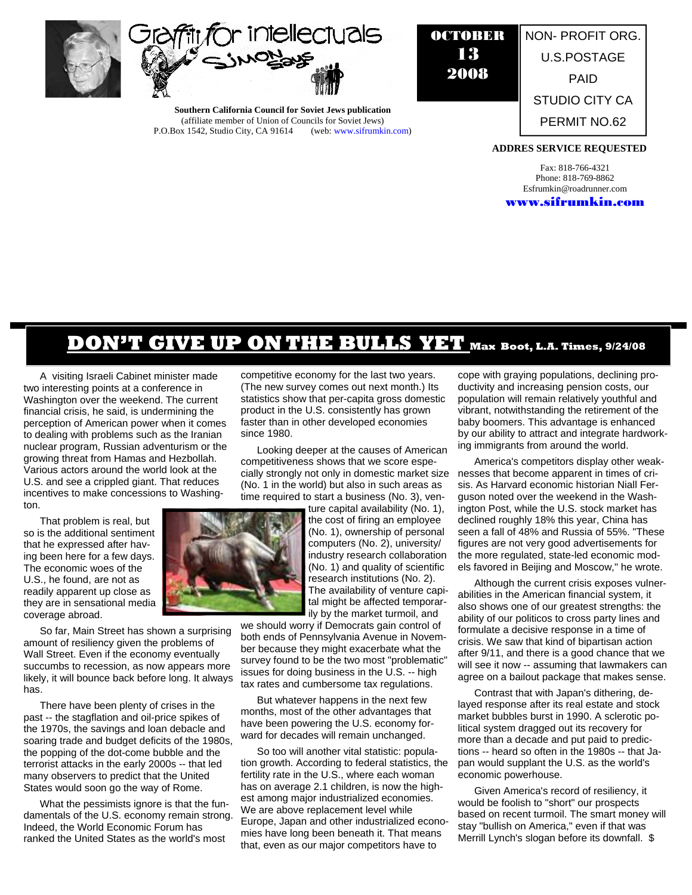# Graffiti for intellectuals

Simon says

**Southern California Council for Soviet Jews publication**
(affiliate member of Union of Councils for Soviet Jews)
P.O.Box 1542, Studio City, CA 91614 (web: www.sifrumkin.com)

**OCTOBER 13 2008**

NON- PROFIT ORG.
U.S.POSTAGE
PAID
STUDIO CITY CA
PERMIT NO.62

**ADDRES SERVICE REQUESTED**

Fax: 818-766-4321
Phone: 818-769-8862
Esfrumkin@roadrunner.com
**www.sifrumkin.com**

## DON'T GIVE UP ON THE BULLS YET

**Max Boot, L.A. Times, 9/24/08**

A visiting Israeli Cabinet minister made two interesting points at a conference in Washington over the weekend. The current financial crisis, he said, is undermining the perception of American power when it comes to dealing with problems such as the Iranian nuclear program, Russian adventurism or the growing threat from Hamas and Hezbollah. Various actors around the world look at the U.S. and see a crippled giant. That reduces incentives to make concessions to Washington.

That problem is real, but so is the additional sentiment that he expressed after having been here for a few days. The economic woes of the U.S., he found, are not as readily apparent up close as they are in sensational media coverage abroad.

So far, Main Street has shown a surprising amount of resiliency given the problems of Wall Street. Even if the economy eventually succumbs to recession, as now appears more likely, it will bounce back before long. It always has.

There have been plenty of crises in the past -- the stagflation and oil-price spikes of the 1970s, the savings and loan debacle and soaring trade and budget deficits of the 1980s, the popping of the dot-come bubble and the terrorist attacks in the early 2000s -- that led many observers to predict that the United States would soon go the way of Rome.

What the pessimists ignore is that the fundamentals of the U.S. economy remain strong. Indeed, the World Economic Forum has ranked the United States as the world's most competitive economy for the last two years. (The new survey comes out next month.) Its statistics show that per-capita gross domestic product in the U.S. consistently has grown faster than in other developed economies since 1980.

Looking deeper at the causes of American competitiveness shows that we score especially strongly not only in domestic market size (No. 1 in the world) but also in such areas as time required to start a business (No. 3), venture capital availability (No. 1), the cost of firing an employee (No. 1), ownership of personal computers (No. 2), university/industry research collaboration (No. 1) and quality of scientific research institutions (No. 2). The availability of venture capital might be affected temporarily by the market turmoil, and we should worry if Democrats gain control of both ends of Pennsylvania Avenue in November because they might exacerbate what the survey found to be the two most "problematic" issues for doing business in the U.S. -- high tax rates and cumbersome tax regulations.

But whatever happens in the next few months, most of the other advantages that have been powering the U.S. economy forward for decades will remain unchanged.

So too will another vital statistic: population growth. According to federal statistics, the fertility rate in the U.S., where each woman has on average 2.1 children, is now the highest among major industrialized economies. We are above replacement level while Europe, Japan and other industrialized economies have long been beneath it. That means that, even as our major competitors have to cope with graying populations, declining productivity and increasing pension costs, our population will remain relatively youthful and vibrant, notwithstanding the retirement of the baby boomers. This advantage is enhanced by our ability to attract and integrate hardworking immigrants from around the world.

America's competitors display other weaknesses that become apparent in times of crisis. As Harvard economic historian Niall Ferguson noted over the weekend in the Washington Post, while the U.S. stock market has declined roughly 18% this year, China has seen a fall of 48% and Russia of 55%. "These figures are not very good advertisements for the more regulated, state-led economic models favored in Beijing and Moscow," he wrote.

Although the current crisis exposes vulnerabilities in the American financial system, it also shows one of our greatest strengths: the ability of our politicos to cross party lines and formulate a decisive response in a time of crisis. We saw that kind of bipartisan action after 9/11, and there is a good chance that we will see it now -- assuming that lawmakers can agree on a bailout package that makes sense.

Contrast that with Japan's dithering, delayed response after its real estate and stock market bubbles burst in 1990. A sclerotic political system dragged out its recovery for more than a decade and put paid to predictions -- heard so often in the 1980s -- that Japan would supplant the U.S. as the world's economic powerhouse.

Given America's record of resiliency, it would be foolish to "short" our prospects based on recent turmoil. The smart money will stay "bullish on America," even if that was Merrill Lynch's slogan before its downfall. $